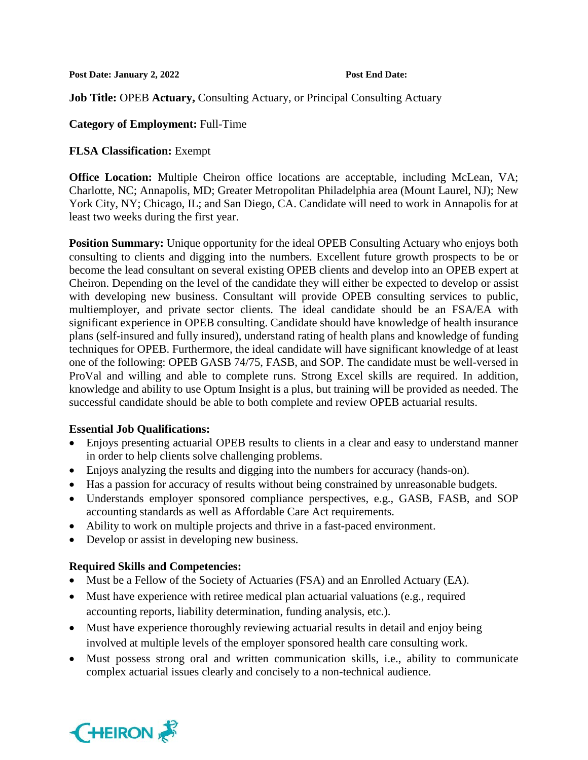**Post Date: January 2, 2022** **Post End Date:**

**Job Title:** OPEB **Actuary,** Consulting Actuary, or Principal Consulting Actuary

**Category of Employment:** Full-Time

**FLSA Classification:** Exempt

**Office Location:** Multiple Cheiron office locations are acceptable, including McLean, VA; Charlotte, NC; Annapolis, MD; Greater Metropolitan Philadelphia area (Mount Laurel, NJ); New York City, NY; Chicago, IL; and San Diego, CA. Candidate will need to work in Annapolis for at least two weeks during the first year.

**Position Summary:** Unique opportunity for the ideal OPEB Consulting Actuary who enjoys both consulting to clients and digging into the numbers. Excellent future growth prospects to be or become the lead consultant on several existing OPEB clients and develop into an OPEB expert at Cheiron. Depending on the level of the candidate they will either be expected to develop or assist with developing new business. Consultant will provide OPEB consulting services to public, multiemployer, and private sector clients. The ideal candidate should be an FSA/EA with significant experience in OPEB consulting. Candidate should have knowledge of health insurance plans (self-insured and fully insured), understand rating of health plans and knowledge of funding techniques for OPEB. Furthermore, the ideal candidate will have significant knowledge of at least one of the following: OPEB GASB 74/75, FASB, and SOP. The candidate must be well-versed in ProVal and willing and able to complete runs. Strong Excel skills are required. In addition, knowledge and ability to use Optum Insight is a plus, but training will be provided as needed. The successful candidate should be able to both complete and review OPEB actuarial results.

**Essential Job Qualifications:**

- Enjoys presenting actuarial OPEB results to clients in a clear and easy to understand manner in order to help clients solve challenging problems.
- Enjoys analyzing the results and digging into the numbers for accuracy (hands-on).
- Has a passion for accuracy of results without being constrained by unreasonable budgets.
- Understands employer sponsored compliance perspectives, e.g., GASB, FASB, and SOP accounting standards as well as Affordable Care Act requirements.
- Ability to work on multiple projects and thrive in a fast-paced environment.
- Develop or assist in developing new business.

**Required Skills and Competencies:**

- Must be a Fellow of the Society of Actuaries (FSA) and an Enrolled Actuary (EA).
- Must have experience with retiree medical plan actuarial valuations (e.g., required accounting reports, liability determination, funding analysis, etc.).
- Must have experience thoroughly reviewing actuarial results in detail and enjoy being involved at multiple levels of the employer sponsored health care consulting work.
- Must possess strong oral and written communication skills, i.e., ability to communicate complex actuarial issues clearly and concisely to a non-technical audience.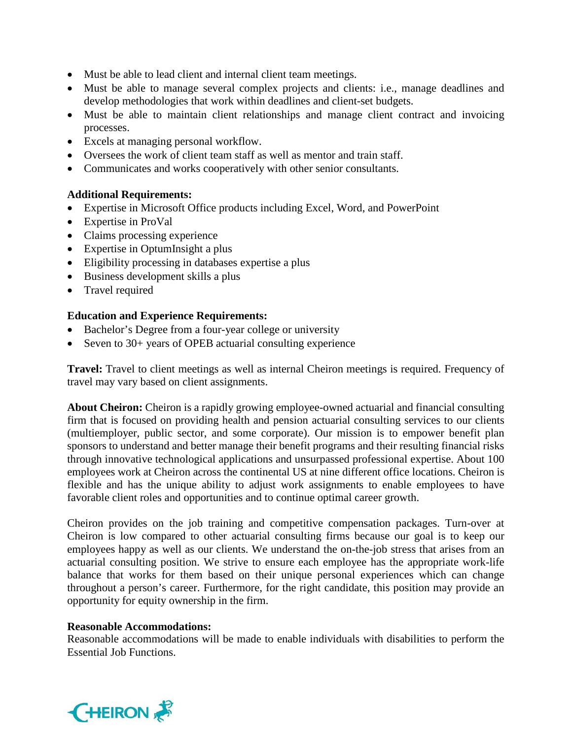- Must be able to lead client and internal client team meetings.
- Must be able to manage several complex projects and clients: i.e., manage deadlines and develop methodologies that work within deadlines and client-set budgets.
- Must be able to maintain client relationships and manage client contract and invoicing processes.
- Excels at managing personal workflow.
- Oversees the work of client team staff as well as mentor and train staff.
- Communicates and works cooperatively with other senior consultants.

**Additional Requirements:**

- Expertise in Microsoft Office products including Excel, Word, and PowerPoint
- Expertise in ProVal
- Claims processing experience
- Expertise in OptumInsight a plus
- Eligibility processing in databases expertise a plus
- Business development skills a plus
- Travel required

**Education and Experience Requirements:**

- Bachelor's Degree from a four-year college or university
- Seven to 30+ years of OPEB actuarial consulting experience

**Travel:** Travel to client meetings as well as internal Cheiron meetings is required. Frequency of travel may vary based on client assignments.

**About Cheiron:** Cheiron is a rapidly growing employee-owned actuarial and financial consulting firm that is focused on providing health and pension actuarial consulting services to our clients (multiemployer, public sector, and some corporate). Our mission is to empower benefit plan sponsors to understand and better manage their benefit programs and their resulting financial risks through innovative technological applications and unsurpassed professional expertise. About 100 employees work at Cheiron across the continental US at nine different office locations. Cheiron is flexible and has the unique ability to adjust work assignments to enable employees to have favorable client roles and opportunities and to continue optimal career growth.

Cheiron provides on the job training and competitive compensation packages. Turn-over at Cheiron is low compared to other actuarial consulting firms because our goal is to keep our employees happy as well as our clients. We understand the on-the-job stress that arises from an actuarial consulting position. We strive to ensure each employee has the appropriate work-life balance that works for them based on their unique personal experiences which can change throughout a person's career. Furthermore, for the right candidate, this position may provide an opportunity for equity ownership in the firm.

**Reasonable Accommodations:**

Reasonable accommodations will be made to enable individuals with disabilities to perform the Essential Job Functions.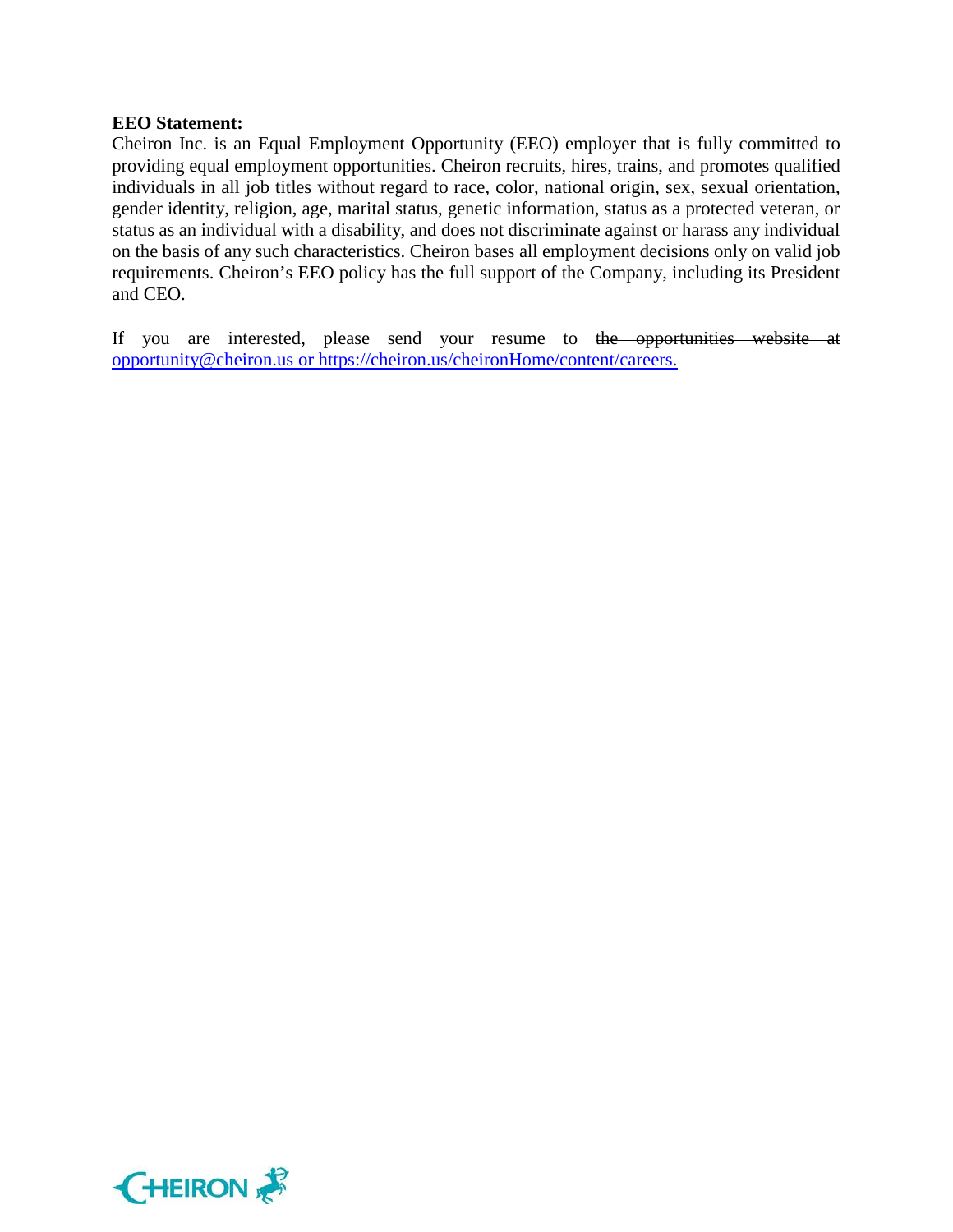**EEO Statement:**
Cheiron Inc. is an Equal Employment Opportunity (EEO) employer that is fully committed to providing equal employment opportunities. Cheiron recruits, hires, trains, and promotes qualified individuals in all job titles without regard to race, color, national origin, sex, sexual orientation, gender identity, religion, age, marital status, genetic information, status as a protected veteran, or status as an individual with a disability, and does not discriminate against or harass any individual on the basis of any such characteristics. Cheiron bases all employment decisions only on valid job requirements. Cheiron's EEO policy has the full support of the Company, including its President and CEO.

If you are interested, please send your resume to ~~the opportunities website at~~ opportunity@cheiron.us or https://cheiron.us/cheironHome/content/careers.